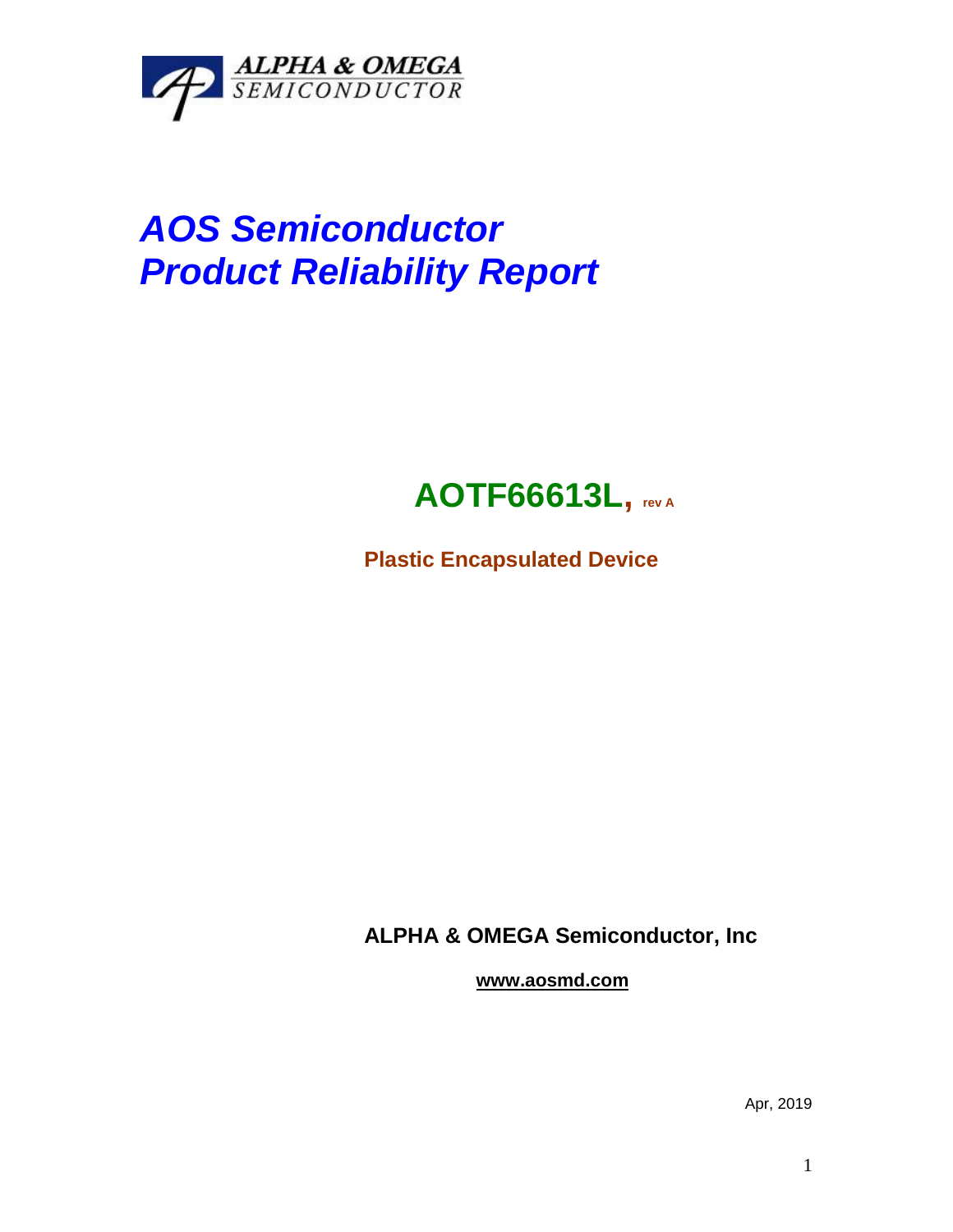ALPHA & OMEGA
SEMICONDUCTOR

# *AOS Semiconductor*
# *Product Reliability Report*

## AOTF66613L, rev A

**Plastic Encapsulated Device**

**ALPHA & OMEGA Semiconductor, Inc**

**www.aosmd.com**

Apr, 2019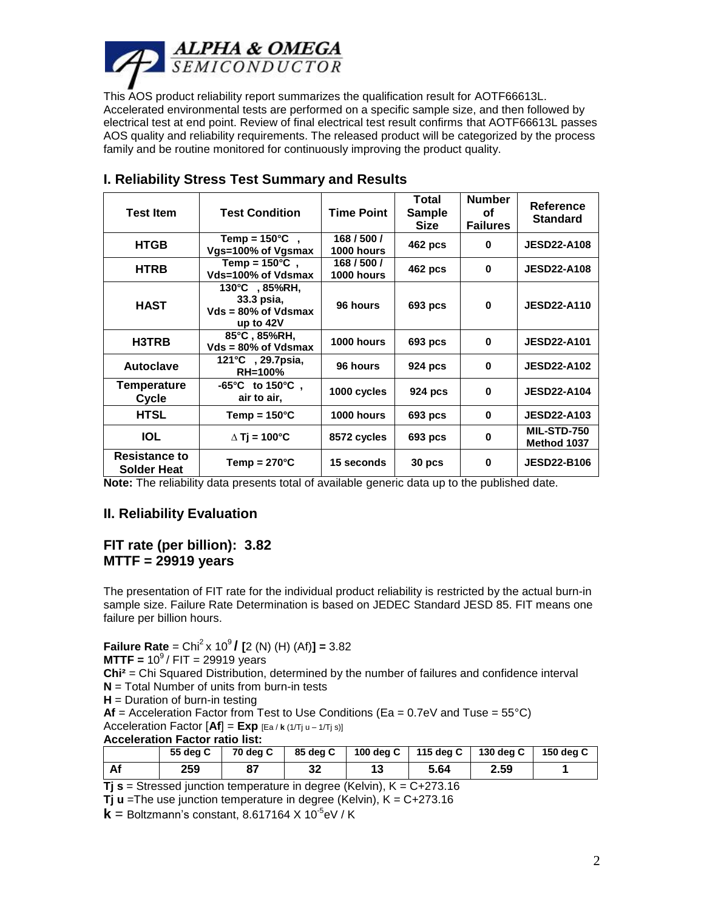This AOS product reliability report summarizes the qualification result for AOTF66613L. Accelerated environmental tests are performed on a specific sample size, and then followed by electrical test at end point. Review of final electrical test result confirms that AOTF66613L passes AOS quality and reliability requirements. The released product will be categorized by the process family and be routine monitored for continuously improving the product quality.

## I. Reliability Stress Test Summary and Results

| Test Item | Test Condition | Time Point | Total Sample Size | Number of Failures | Reference Standard |
|---|---|---|---|---|---|
| HTGB | Temp = 150°C , Vgs=100% of Vgsmax | 168 / 500 / 1000 hours | 462 pcs | 0 | JESD22-A108 |
| HTRB | Temp = 150°C , Vds=100% of Vdsmax | 168 / 500 / 1000 hours | 462 pcs | 0 | JESD22-A108 |
| HAST | 130°C , 85%RH, 33.3 psia, Vds = 80% of Vdsmax up to 42V | 96 hours | 693 pcs | 0 | JESD22-A110 |
| H3TRB | 85°C , 85%RH, Vds = 80% of Vdsmax | 1000 hours | 693 pcs | 0 | JESD22-A101 |
| Autoclave | 121°C , 29.7psia, RH=100% | 96 hours | 924 pcs | 0 | JESD22-A102 |
| Temperature Cycle | -65°C to 150°C , air to air, | 1000 cycles | 924 pcs | 0 | JESD22-A104 |
| HTSL | Temp = 150°C | 1000 hours | 693 pcs | 0 | JESD22-A103 |
| IOL | $\Delta$ Tj = 100°C | 8572 cycles | 693 pcs | 0 | MIL-STD-750 Method 1037 |
| Resistance to Solder Heat | Temp = 270°C | 15 seconds | 30 pcs | 0 | JESD22-B106 |

**Note:** The reliability data presents total of available generic data up to the published date.

## II. Reliability Evaluation

### FIT rate (per billion): 3.82
### MTTF = 29919 years

The presentation of FIT rate for the individual product reliability is restricted by the actual burn-in sample size. Failure Rate Determination is based on JEDEC Standard JESD 85. FIT means one failure per billion hours.

**Failure Rate** = $Chi^2 \times 10^9$ **/ [**2 (N) (H) (Af)**] =** 3.82

**MTTF =** $10^9$ / FIT = 29919 years

**Chi²** = Chi Squared Distribution, determined by the number of failures and confidence interval

**N** = Total Number of units from burn-in tests

**H** = Duration of burn-in testing

**Af** = Acceleration Factor from Test to Use Conditions (Ea = 0.7eV and Tuse = 55°C)

Acceleration Factor [**Af**] = **Exp** [Ea / **k** (1/Tj u – 1/Tj s)]

**Acceleration Factor ratio list:**

| | 55 deg C | 70 deg C | 85 deg C | 100 deg C | 115 deg C | 130 deg C | 150 deg C |
|---|---|---|---|---|---|---|---|
| Af | 259 | 87 | 32 | 13 | 5.64 | 2.59 | 1 |

**Tj s** = Stressed junction temperature in degree (Kelvin), K = C+273.16

**Tj u** =The use junction temperature in degree (Kelvin), K = C+273.16

**k** = Boltzmann's constant, $8.617164 \times 10^{-5}$eV / K